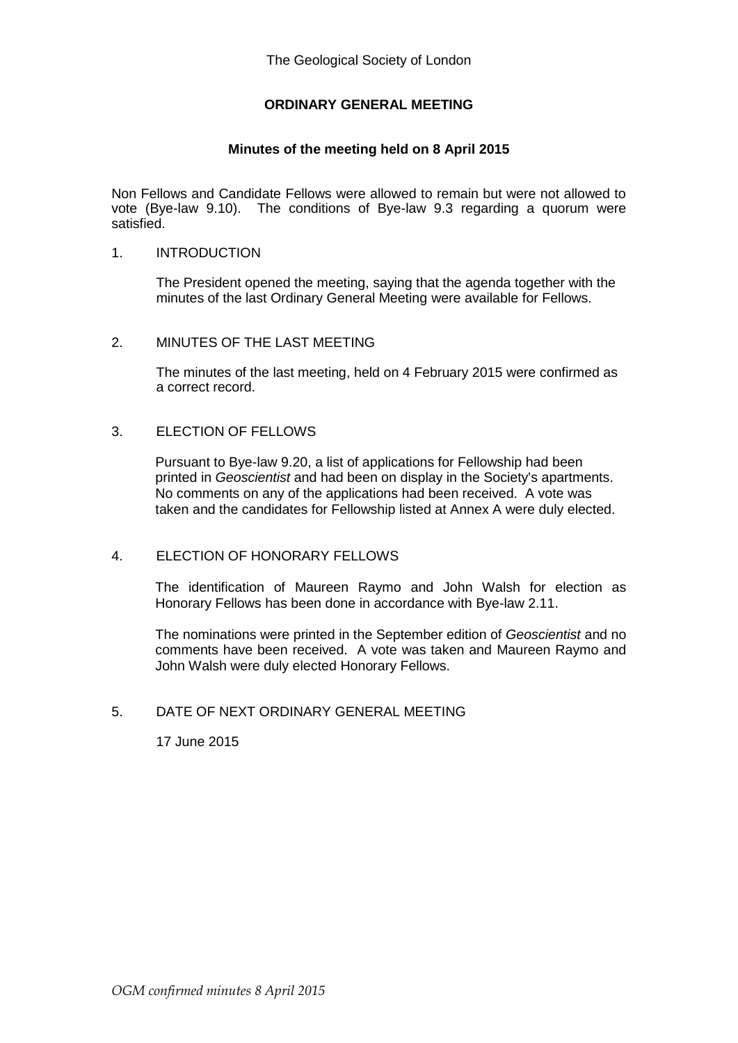The Geological Society of London

# ORDINARY GENERAL MEETING

## Minutes of the meeting held on 8 April 2015

Non Fellows and Candidate Fellows were allowed to remain but were not allowed to vote (Bye-law 9.10). The conditions of Bye-law 9.3 regarding a quorum were satisfied.

1. INTRODUCTION

   The President opened the meeting, saying that the agenda together with the minutes of the last Ordinary General Meeting were available for Fellows.

2. MINUTES OF THE LAST MEETING

   The minutes of the last meeting, held on 4 February 2015 were confirmed as a correct record.

3. ELECTION OF FELLOWS

   Pursuant to Bye-law 9.20, a list of applications for Fellowship had been printed in *Geoscientist* and had been on display in the Society's apartments. No comments on any of the applications had been received. A vote was taken and the candidates for Fellowship listed at Annex A were duly elected.

4. ELECTION OF HONORARY FELLOWS

   The identification of Maureen Raymo and John Walsh for election as Honorary Fellows has been done in accordance with Bye-law 2.11.

   The nominations were printed in the September edition of *Geoscientist* and no comments have been received. A vote was taken and Maureen Raymo and John Walsh were duly elected Honorary Fellows.

5. DATE OF NEXT ORDINARY GENERAL MEETING

   17 June 2015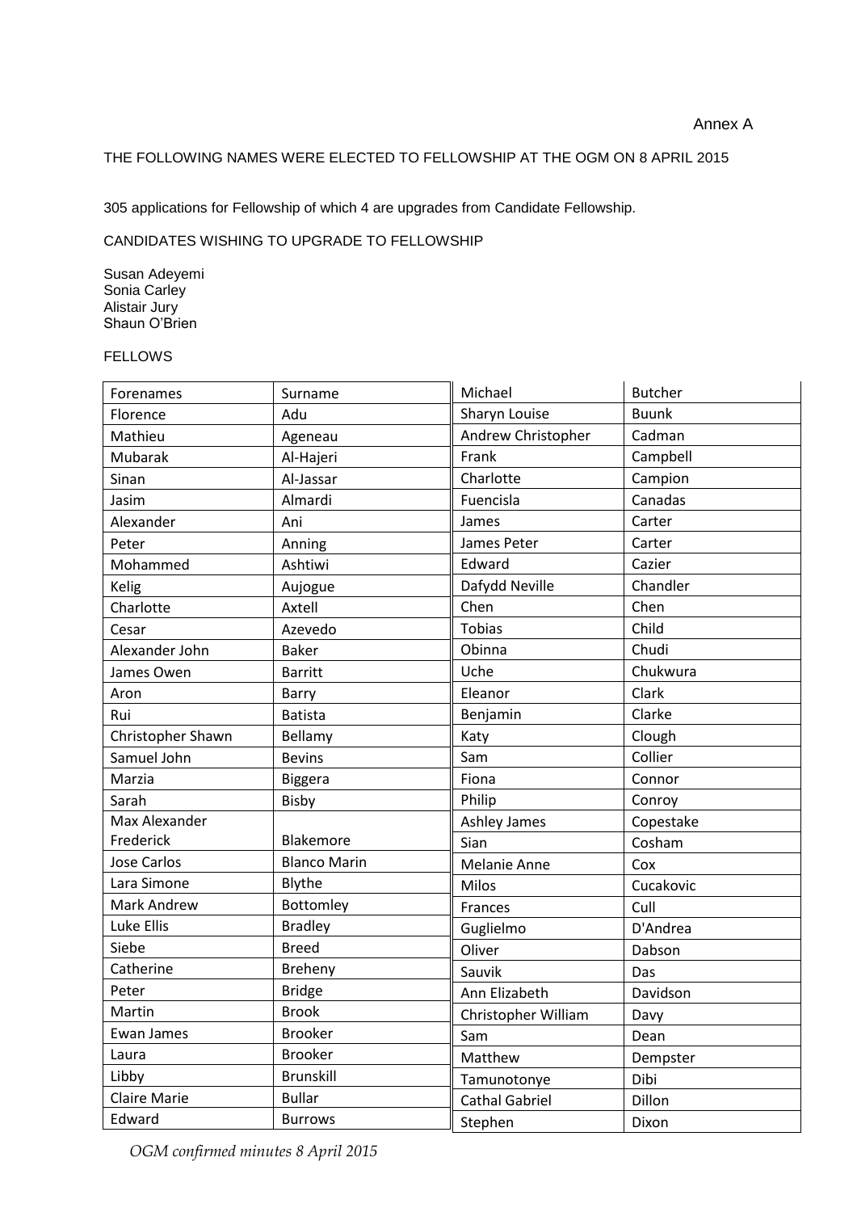Annex A

THE FOLLOWING NAMES WERE ELECTED TO FELLOWSHIP AT THE OGM ON 8 APRIL 2015

305 applications for Fellowship of which 4 are upgrades from Candidate Fellowship.

CANDIDATES WISHING TO UPGRADE TO FELLOWSHIP

Susan Adeyemi
Sonia Carley
Alistair Jury
Shaun O'Brien

FELLOWS

| Forenames | Surname |
|---|---|
| Florence | Adu |
| Mathieu | Ageneau |
| Mubarak | Al-Hajeri |
| Sinan | Al-Jassar |
| Jasim | Almardi |
| Alexander | Ani |
| Peter | Anning |
| Mohammed | Ashtiwi |
| Kelig | Aujogue |
| Charlotte | Axtell |
| Cesar | Azevedo |
| Alexander John | Baker |
| James Owen | Barritt |
| Aron | Barry |
| Rui | Batista |
| Christopher Shawn | Bellamy |
| Samuel John | Bevins |
| Marzia | Biggera |
| Sarah | Bisby |
| Max Alexander Frederick | Blakemore |
| Jose Carlos | Blanco Marin |
| Lara Simone | Blythe |
| Mark Andrew | Bottomley |
| Luke Ellis | Bradley |
| Siebe | Breed |
| Catherine | Breheny |
| Peter | Bridge |
| Martin | Brook |
| Ewan James | Brooker |
| Laura | Brooker |
| Libby | Brunskill |
| Claire Marie | Bullar |
| Edward | Burrows |
| Michael | Butcher |
| Sharyn Louise | Buunk |
| Andrew Christopher | Cadman |
| Frank | Campbell |
| Charlotte | Campion |
| Fuencisla | Canadas |
| James | Carter |
| James Peter | Carter |
| Edward | Cazier |
| Dafydd Neville | Chandler |
| Chen | Chen |
| Tobias | Child |
| Obinna | Chudi |
| Uche | Chukwura |
| Eleanor | Clark |
| Benjamin | Clarke |
| Katy | Clough |
| Sam | Collier |
| Fiona | Connor |
| Philip | Conroy |
| Ashley James | Copestake |
| Sian | Cosham |
| Melanie Anne | Cox |
| Milos | Cucakovic |
| Frances | Cull |
| Guglielmo | D'Andrea |
| Oliver | Dabson |
| Sauvik | Das |
| Ann Elizabeth | Davidson |
| Christopher William | Davy |
| Sam | Dean |
| Matthew | Dempster |
| Tamunotonye | Dibi |
| Cathal Gabriel | Dillon |
| Stephen | Dixon |

*OGM confirmed minutes 8 April 2015*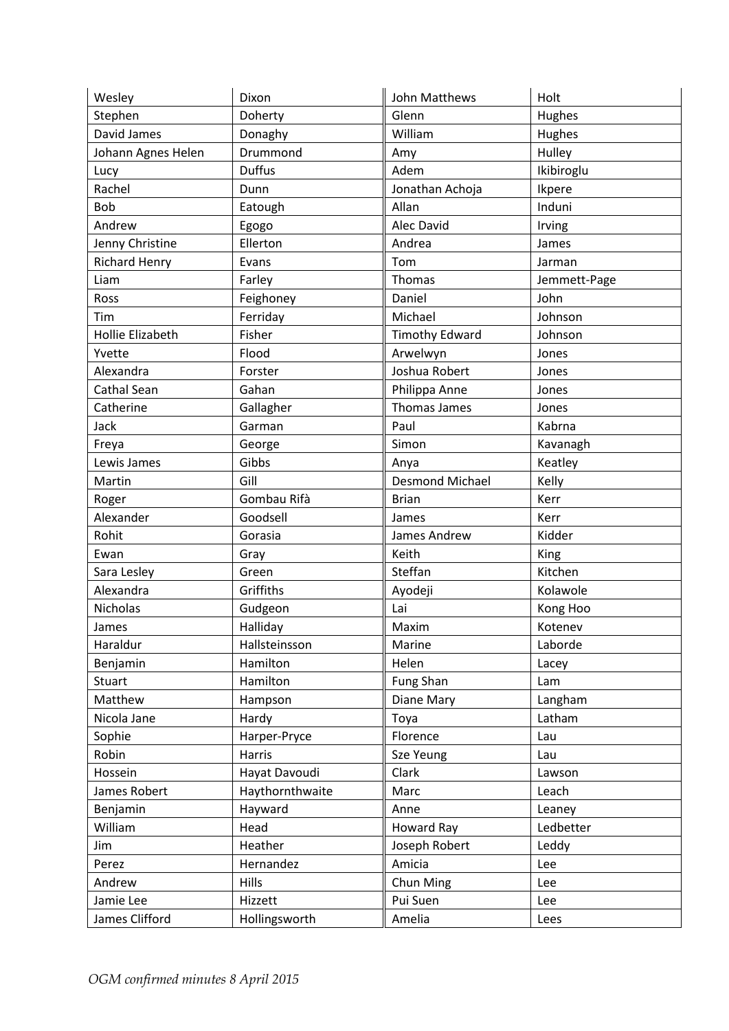| | |
|---|---|
| Wesley | Dixon |
| Stephen | Doherty |
| David James | Donaghy |
| Johann Agnes Helen | Drummond |
| Lucy | Duffus |
| Rachel | Dunn |
| Bob | Eatough |
| Andrew | Egogo |
| Jenny Christine | Ellerton |
| Richard Henry | Evans |
| Liam | Farley |
| Ross | Feighoney |
| Tim | Ferriday |
| Hollie Elizabeth | Fisher |
| Yvette | Flood |
| Alexandra | Forster |
| Cathal Sean | Gahan |
| Catherine | Gallagher |
| Jack | Garman |
| Freya | George |
| Lewis James | Gibbs |
| Martin | Gill |
| Roger | Gombau Rifà |
| Alexander | Goodsell |
| Rohit | Gorasia |
| Ewan | Gray |
| Sara Lesley | Green |
| Alexandra | Griffiths |
| Nicholas | Gudgeon |
| James | Halliday |
| Haraldur | Hallsteinsson |
| Benjamin | Hamilton |
| Stuart | Hamilton |
| Matthew | Hampson |
| Nicola Jane | Hardy |
| Sophie | Harper-Pryce |
| Robin | Harris |
| Hossein | Hayat Davoudi |
| James Robert | Haythornthwaite |
| Benjamin | Hayward |
| William | Head |
| Jim | Heather |
| Perez | Hernandez |
| Andrew | Hills |
| Jamie Lee | Hizzett |
| James Clifford | Hollingsworth |
| John Matthews | Holt |
| Glenn | Hughes |
| William | Hughes |
| Amy | Hulley |
| Adem | Ikibiroglu |
| Jonathan Achoja | Ikpere |
| Allan | Induni |
| Alec David | Irving |
| Andrea | James |
| Tom | Jarman |
| Thomas | Jemmett-Page |
| Daniel | John |
| Michael | Johnson |
| Timothy Edward | Johnson |
| Arwelwyn | Jones |
| Joshua Robert | Jones |
| Philippa Anne | Jones |
| Thomas James | Jones |
| Paul | Kabrna |
| Simon | Kavanagh |
| Anya | Keatley |
| Desmond Michael | Kelly |
| Brian | Kerr |
| James | Kerr |
| James Andrew | Kidder |
| Keith | King |
| Steffan | Kitchen |
| Ayodeji | Kolawole |
| Lai | Kong Hoo |
| Maxim | Kotenev |
| Marine | Laborde |
| Helen | Lacey |
| Fung Shan | Lam |
| Diane Mary | Langham |
| Toya | Latham |
| Florence | Lau |
| Sze Yeung | Lau |
| Clark | Lawson |
| Marc | Leach |
| Anne | Leaney |
| Howard Ray | Ledbetter |
| Joseph Robert | Leddy |
| Amicia | Lee |
| Chun Ming | Lee |
| Pui Suen | Lee |
| Amelia | Lees |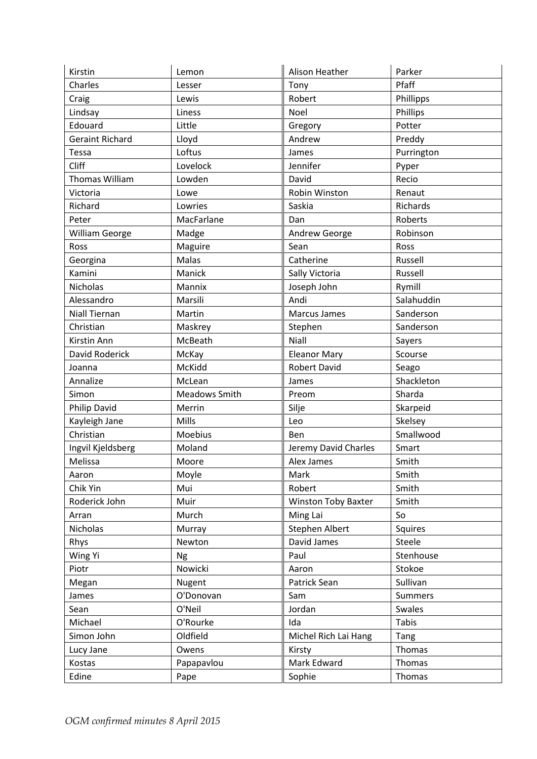| | | | |
|---|---|---|---|
| Kirstin | Lemon | Alison Heather | Parker |
| Charles | Lesser | Tony | Pfaff |
| Craig | Lewis | Robert | Phillipps |
| Lindsay | Liness | Noel | Phillips |
| Edouard | Little | Gregory | Potter |
| Geraint Richard | Lloyd | Andrew | Preddy |
| Tessa | Loftus | James | Purrington |
| Cliff | Lovelock | Jennifer | Pyper |
| Thomas William | Lowden | David | Recio |
| Victoria | Lowe | Robin Winston | Renaut |
| Richard | Lowries | Saskia | Richards |
| Peter | MacFarlane | Dan | Roberts |
| William George | Madge | Andrew George | Robinson |
| Ross | Maguire | Sean | Ross |
| Georgina | Malas | Catherine | Russell |
| Kamini | Manick | Sally Victoria | Russell |
| Nicholas | Mannix | Joseph John | Rymill |
| Alessandro | Marsili | Andi | Salahuddin |
| Niall Tiernan | Martin | Marcus James | Sanderson |
| Christian | Maskrey | Stephen | Sanderson |
| Kirstin Ann | McBeath | Niall | Sayers |
| David Roderick | McKay | Eleanor Mary | Scourse |
| Joanna | McKidd | Robert David | Seago |
| Annalize | McLean | James | Shackleton |
| Simon | Meadows Smith | Preom | Sharda |
| Philip David | Merrin | Silje | Skarpeid |
| Kayleigh Jane | Mills | Leo | Skelsey |
| Christian | Moebius | Ben | Smallwood |
| Ingvil Kjeldsberg | Moland | Jeremy David Charles | Smart |
| Melissa | Moore | Alex James | Smith |
| Aaron | Moyle | Mark | Smith |
| Chik Yin | Mui | Robert | Smith |
| Roderick John | Muir | Winston Toby Baxter | Smith |
| Arran | Murch | Ming Lai | So |
| Nicholas | Murray | Stephen Albert | Squires |
| Rhys | Newton | David James | Steele |
| Wing Yi | Ng | Paul | Stenhouse |
| Piotr | Nowicki | Aaron | Stokoe |
| Megan | Nugent | Patrick Sean | Sullivan |
| James | O'Donovan | Sam | Summers |
| Sean | O'Neil | Jordan | Swales |
| Michael | O'Rourke | Ida | Tabis |
| Simon John | Oldfield | Michel Rich Lai Hang | Tang |
| Lucy Jane | Owens | Kirsty | Thomas |
| Kostas | Papapavlou | Mark Edward | Thomas |
| Edine | Pape | Sophie | Thomas |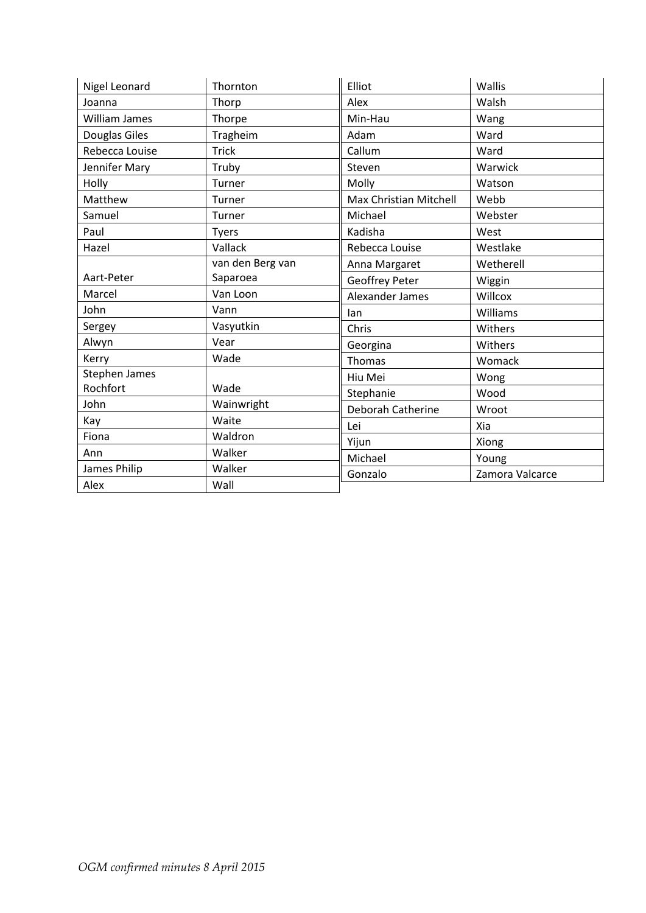| | |
|---|---|
| Nigel Leonard | Thornton |
| Joanna | Thorp |
| William James | Thorpe |
| Douglas Giles | Tragheim |
| Rebecca Louise | Trick |
| Jennifer Mary | Truby |
| Holly | Turner |
| Matthew | Turner |
| Samuel | Turner |
| Paul | Tyers |
| Hazel | Vallack |
| Aart-Peter | van den Berg van Saparoea |
| Marcel | Van Loon |
| John | Vann |
| Sergey | Vasyutkin |
| Alwyn | Vear |
| Kerry | Wade |
| Stephen James Rochfort | Wade |
| John | Wainwright |
| Kay | Waite |
| Fiona | Waldron |
| Ann | Walker |
| James Philip | Walker |
| Alex | Wall |
| Elliot | Wallis |
| Alex | Walsh |
| Min-Hau | Wang |
| Adam | Ward |
| Callum | Ward |
| Steven | Warwick |
| Molly | Watson |
| Max Christian Mitchell | Webb |
| Michael | Webster |
| Kadisha | West |
| Rebecca Louise | Westlake |
| Anna Margaret | Wetherell |
| Geoffrey Peter | Wiggin |
| Alexander James | Willcox |
| Ian | Williams |
| Chris | Withers |
| Georgina | Withers |
| Thomas | Womack |
| Hiu Mei | Wong |
| Stephanie | Wood |
| Deborah Catherine | Wroot |
| Lei | Xia |
| Yijun | Xiong |
| Michael | Young |
| Gonzalo | Zamora Valcarce |

*OGM confirmed minutes 8 April 2015*